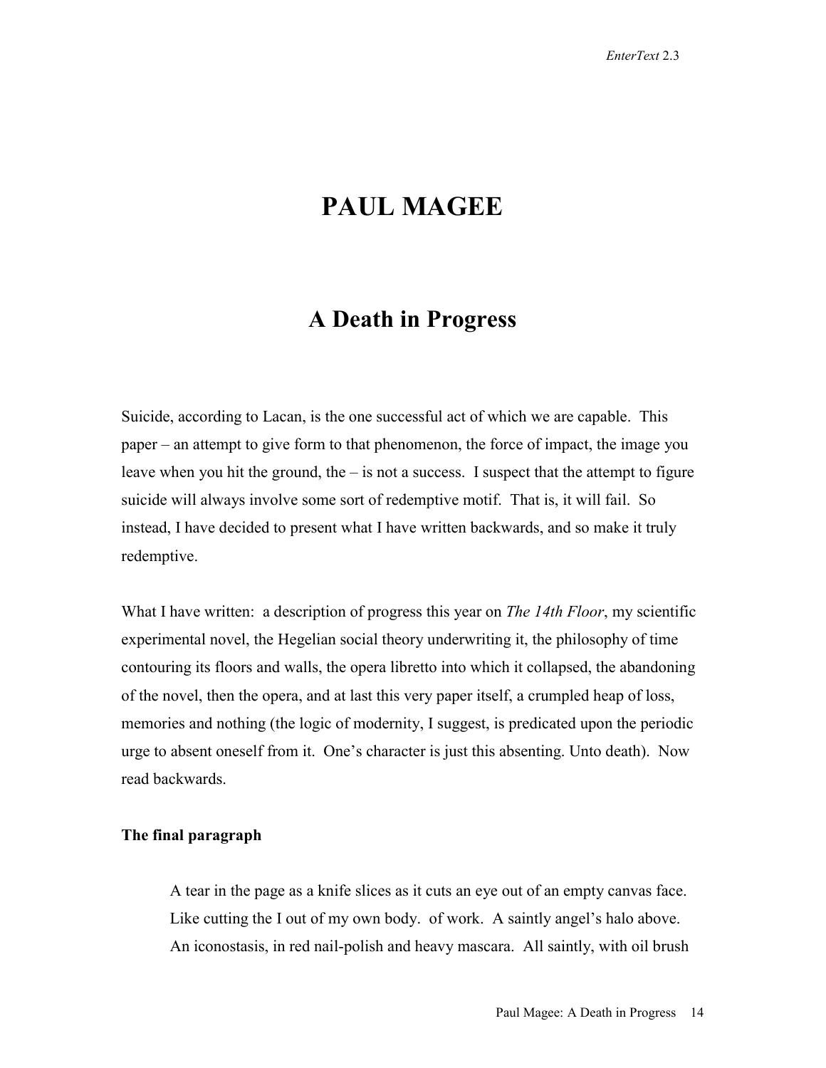# PAUL MAGEE

## A Death in Progress

Suicide, according to Lacan, is the one successful act of which we are capable. This paper – an attempt to give form to that phenomenon, the force of impact, the image you leave when you hit the ground, the – is not a success. I suspect that the attempt to figure suicide will always involve some sort of redemptive motif. That is, it will fail. So instead, I have decided to present what I have written backwards, and so make it truly redemptive.

What I have written: a description of progress this year on *The 14th Floor*, my scientific experimental novel, the Hegelian social theory underwriting it, the philosophy of time contouring its floors and walls, the opera libretto into which it collapsed, the abandoning of the novel, then the opera, and at last this very paper itself, a crumpled heap of loss, memories and nothing (the logic of modernity, I suggest, is predicated upon the periodic urge to absent oneself from it. One's character is just this absenting. Unto death). Now read backwards.

**The final paragraph**

> A tear in the page as a knife slices as it cuts an eye out of an empty canvas face. Like cutting the I out of my own body. of work. A saintly angel's halo above. An iconostasis, in red nail-polish and heavy mascara. All saintly, with oil brush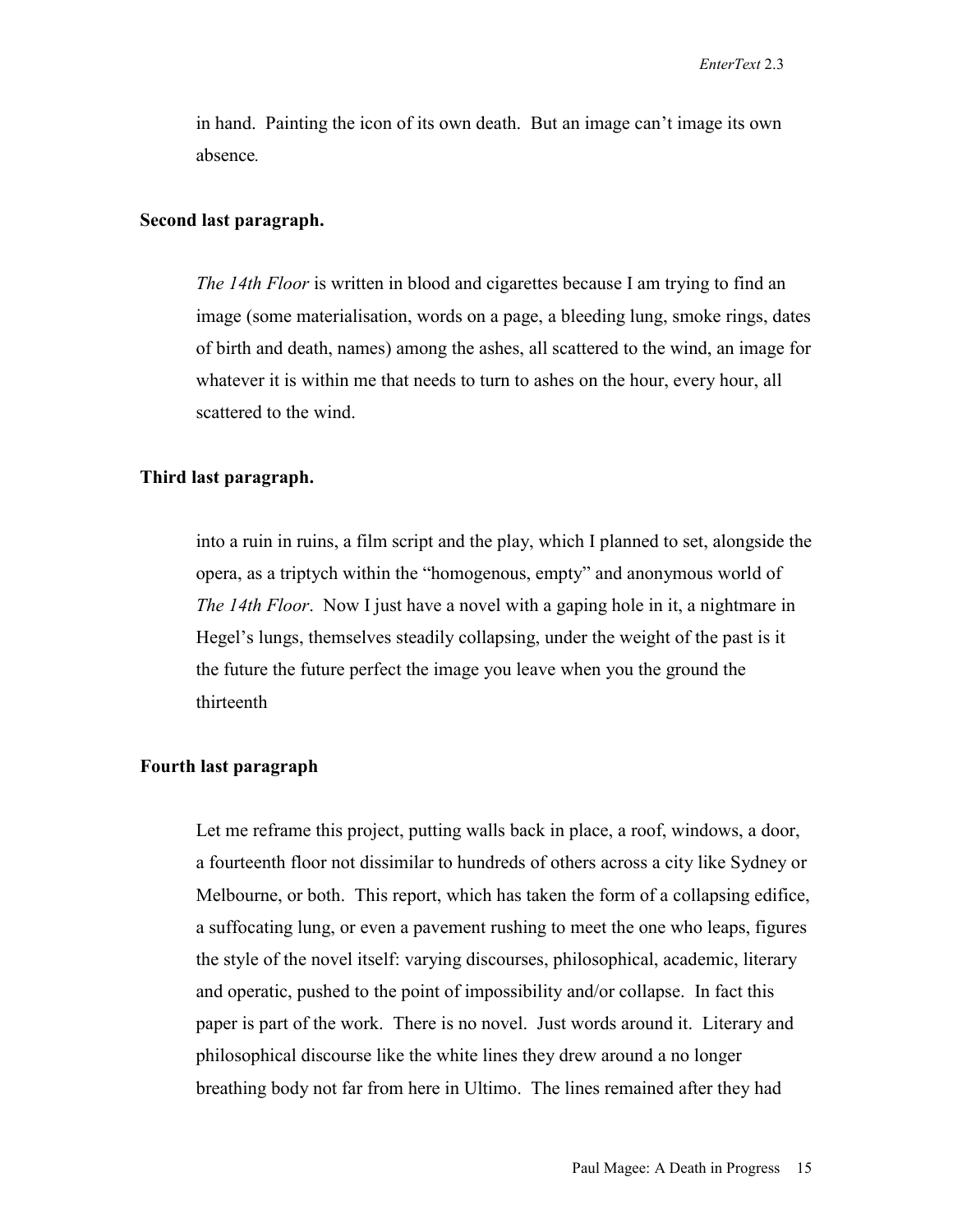in hand. Painting the icon of its own death. But an image can't image its own absence.

**Second last paragraph.**

*The 14th Floor* is written in blood and cigarettes because I am trying to find an image (some materialisation, words on a page, a bleeding lung, smoke rings, dates of birth and death, names) among the ashes, all scattered to the wind, an image for whatever it is within me that needs to turn to ashes on the hour, every hour, all scattered to the wind.

**Third last paragraph.**

into a ruin in ruins, a film script and the play, which I planned to set, alongside the opera, as a triptych within the "homogenous, empty" and anonymous world of *The 14th Floor*. Now I just have a novel with a gaping hole in it, a nightmare in Hegel's lungs, themselves steadily collapsing, under the weight of the past is it the future the future perfect the image you leave when you the ground the thirteenth

**Fourth last paragraph**

Let me reframe this project, putting walls back in place, a roof, windows, a door, a fourteenth floor not dissimilar to hundreds of others across a city like Sydney or Melbourne, or both. This report, which has taken the form of a collapsing edifice, a suffocating lung, or even a pavement rushing to meet the one who leaps, figures the style of the novel itself: varying discourses, philosophical, academic, literary and operatic, pushed to the point of impossibility and/or collapse. In fact this paper is part of the work. There is no novel. Just words around it. Literary and philosophical discourse like the white lines they drew around a no longer breathing body not far from here in Ultimo. The lines remained after they had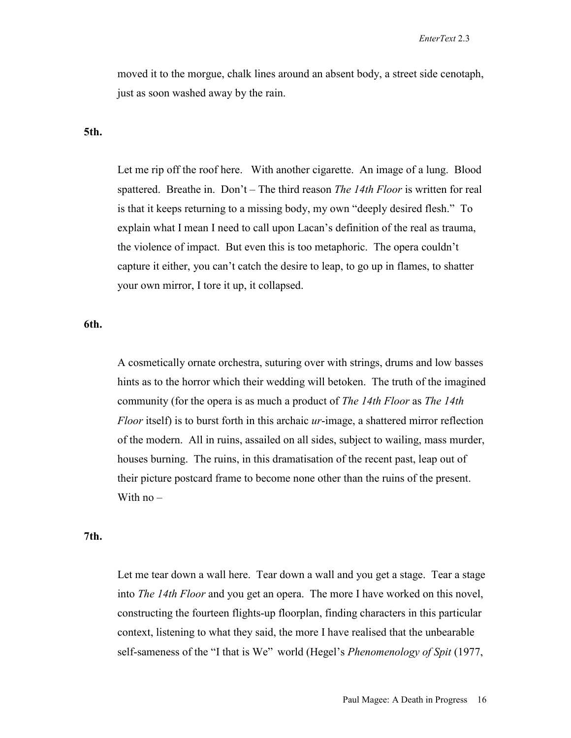moved it to the morgue, chalk lines around an absent body, a street side cenotaph, just as soon washed away by the rain.

**5th.**

Let me rip off the roof here. With another cigarette. An image of a lung. Blood spattered. Breathe in. Don't – The third reason *The 14th Floor* is written for real is that it keeps returning to a missing body, my own "deeply desired flesh." To explain what I mean I need to call upon Lacan's definition of the real as trauma, the violence of impact. But even this is too metaphoric. The opera couldn't capture it either, you can't catch the desire to leap, to go up in flames, to shatter your own mirror, I tore it up, it collapsed.

**6th.**

A cosmetically ornate orchestra, suturing over with strings, drums and low basses hints as to the horror which their wedding will betoken. The truth of the imagined community (for the opera is as much a product of *The 14th Floor* as *The 14th Floor* itself) is to burst forth in this archaic *ur*-image, a shattered mirror reflection of the modern. All in ruins, assailed on all sides, subject to wailing, mass murder, houses burning. The ruins, in this dramatisation of the recent past, leap out of their picture postcard frame to become none other than the ruins of the present. With no –

**7th.**

Let me tear down a wall here. Tear down a wall and you get a stage. Tear a stage into *The 14th Floor* and you get an opera. The more I have worked on this novel, constructing the fourteen flights-up floorplan, finding characters in this particular context, listening to what they said, the more I have realised that the unbearable self-sameness of the "I that is We" world (Hegel's *Phenomenology of Spit* (1977,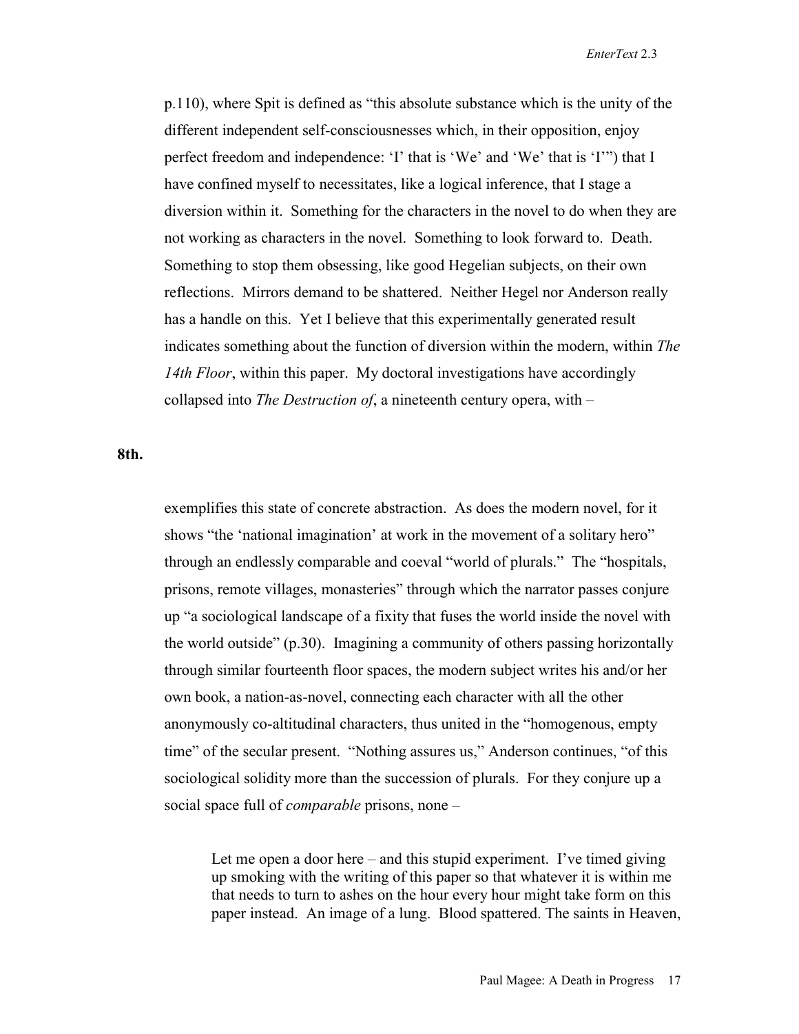p.110), where Spit is defined as “this absolute substance which is the unity of the different independent self-consciousnesses which, in their opposition, enjoy perfect freedom and independence: ‘I’ that is ‘We’ and ‘We’ that is ‘I’”) that I have confined myself to necessitates, like a logical inference, that I stage a diversion within it. Something for the characters in the novel to do when they are not working as characters in the novel. Something to look forward to. Death. Something to stop them obsessing, like good Hegelian subjects, on their own reflections. Mirrors demand to be shattered. Neither Hegel nor Anderson really has a handle on this. Yet I believe that this experimentally generated result indicates something about the function of diversion within the modern, within *The 14th Floor*, within this paper. My doctoral investigations have accordingly collapsed into *The Destruction of*, a nineteenth century opera, with –

**8th.**

exemplifies this state of concrete abstraction. As does the modern novel, for it shows “the ‘national imagination’ at work in the movement of a solitary hero” through an endlessly comparable and coeval “world of plurals.” The “hospitals, prisons, remote villages, monasteries” through which the narrator passes conjure up “a sociological landscape of a fixity that fuses the world inside the novel with the world outside” (p.30). Imagining a community of others passing horizontally through similar fourteenth floor spaces, the modern subject writes his and/or her own book, a nation-as-novel, connecting each character with all the other anonymously co-altitudinal characters, thus united in the “homogenous, empty time” of the secular present. “Nothing assures us,” Anderson continues, “of this sociological solidity more than the succession of plurals. For they conjure up a social space full of *comparable* prisons, none –

> Let me open a door here – and this stupid experiment. I’ve timed giving up smoking with the writing of this paper so that whatever it is within me that needs to turn to ashes on the hour every hour might take form on this paper instead. An image of a lung. Blood spattered. The saints in Heaven,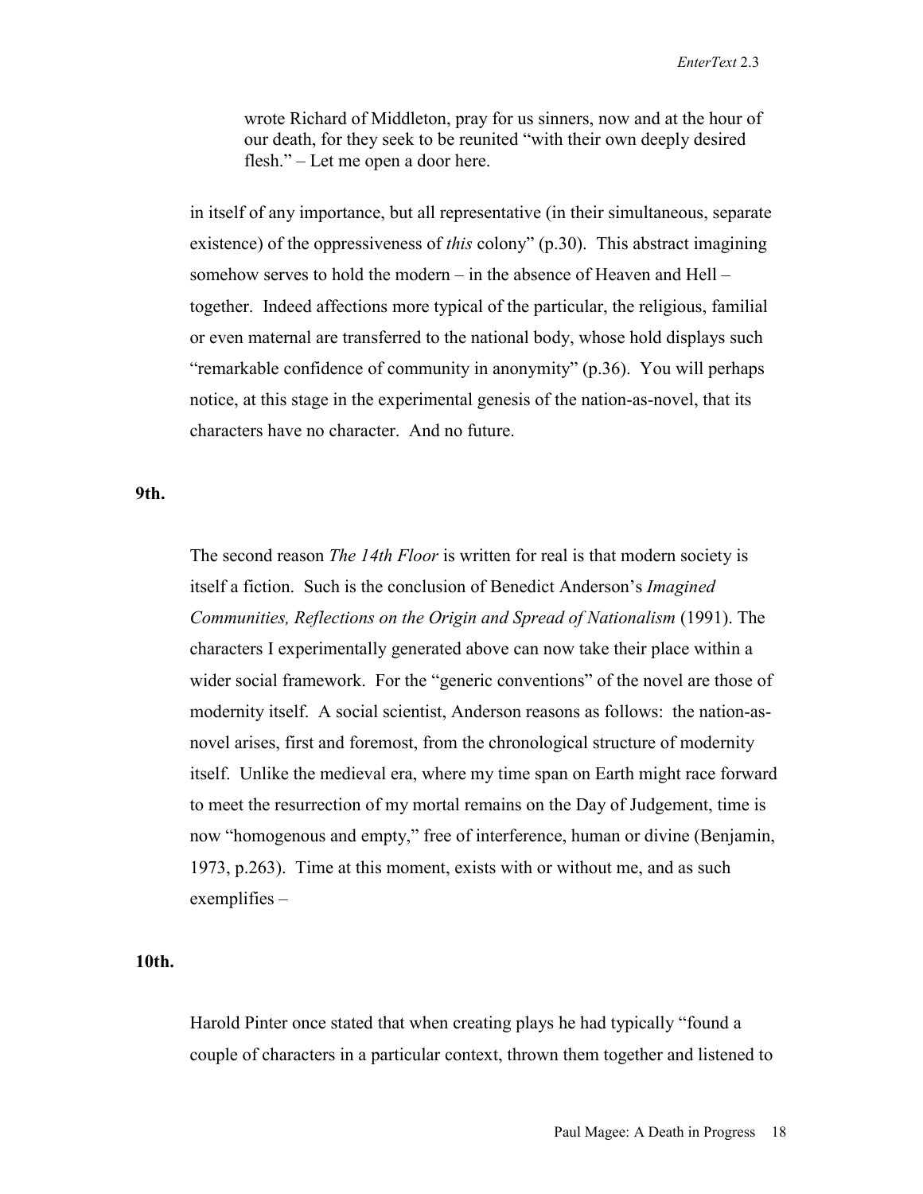> wrote Richard of Middleton, pray for us sinners, now and at the hour of our death, for they seek to be reunited "with their own deeply desired flesh." – Let me open a door here.

in itself of any importance, but all representative (in their simultaneous, separate existence) of the oppressiveness of *this* colony" (p.30). This abstract imagining somehow serves to hold the modern – in the absence of Heaven and Hell – together. Indeed affections more typical of the particular, the religious, familial or even maternal are transferred to the national body, whose hold displays such "remarkable confidence of community in anonymity" (p.36). You will perhaps notice, at this stage in the experimental genesis of the nation-as-novel, that its characters have no character. And no future.

**9th.**

The second reason *The 14th Floor* is written for real is that modern society is itself a fiction. Such is the conclusion of Benedict Anderson's *Imagined Communities, Reflections on the Origin and Spread of Nationalism* (1991). The characters I experimentally generated above can now take their place within a wider social framework. For the "generic conventions" of the novel are those of modernity itself. A social scientist, Anderson reasons as follows: the nation-as-novel arises, first and foremost, from the chronological structure of modernity itself. Unlike the medieval era, where my time span on Earth might race forward to meet the resurrection of my mortal remains on the Day of Judgement, time is now "homogenous and empty," free of interference, human or divine (Benjamin, 1973, p.263). Time at this moment, exists with or without me, and as such exemplifies –

**10th.**

Harold Pinter once stated that when creating plays he had typically "found a couple of characters in a particular context, thrown them together and listened to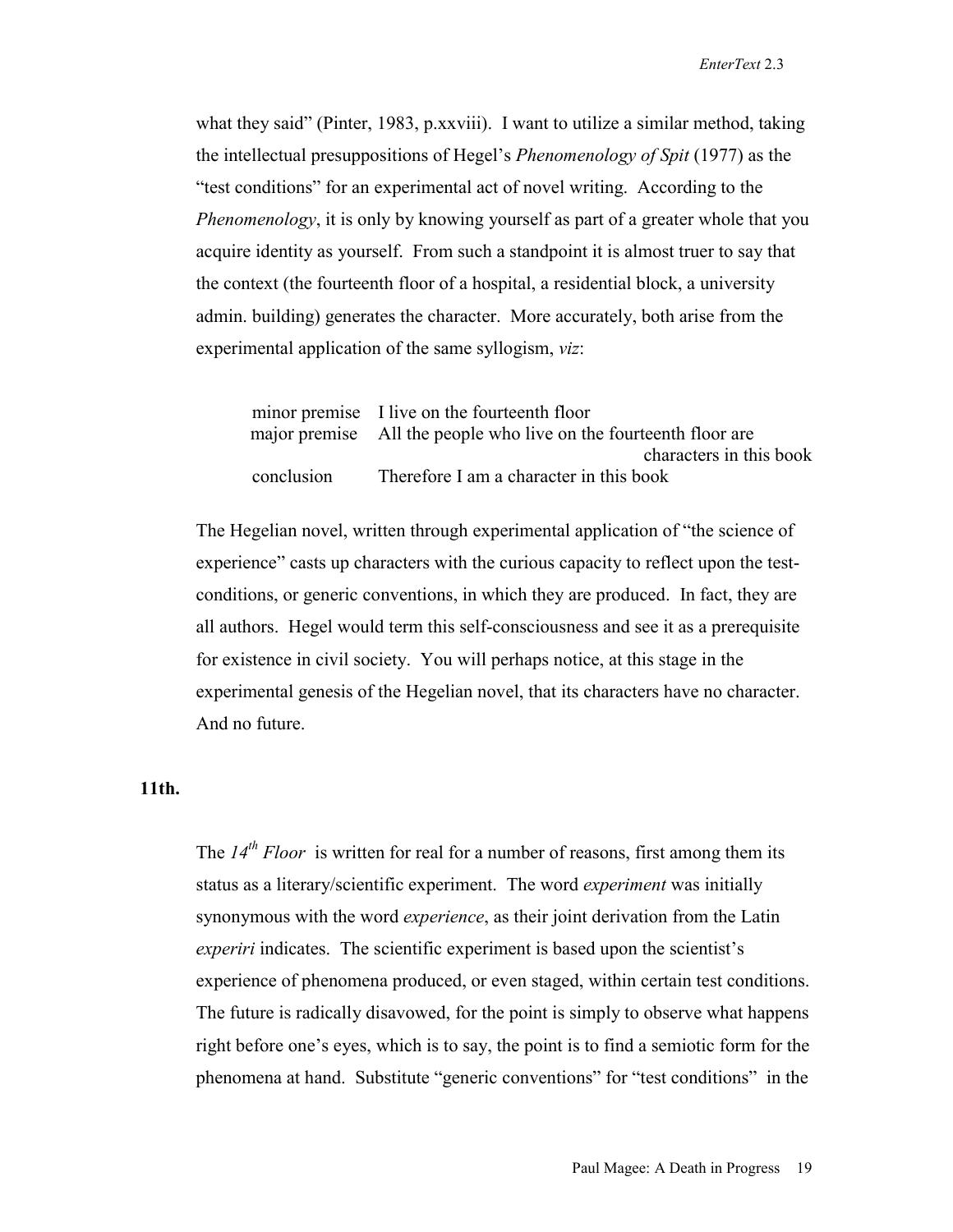what they said" (Pinter, 1983, p.xxviii). I want to utilize a similar method, taking the intellectual presuppositions of Hegel's *Phenomenology of Spit* (1977) as the "test conditions" for an experimental act of novel writing. According to the *Phenomenology*, it is only by knowing yourself as part of a greater whole that you acquire identity as yourself. From such a standpoint it is almost truer to say that the context (the fourteenth floor of a hospital, a residential block, a university admin. building) generates the character. More accurately, both arise from the experimental application of the same syllogism, *viz*:

| | |
|---|---|
| minor premise | I live on the fourteenth floor |
| major premise | All the people who live on the fourteenth floor are characters in this book |
| conclusion | Therefore I am a character in this book |

The Hegelian novel, written through experimental application of "the science of experience" casts up characters with the curious capacity to reflect upon the test-conditions, or generic conventions, in which they are produced. In fact, they are all authors. Hegel would term this self-consciousness and see it as a prerequisite for existence in civil society. You will perhaps notice, at this stage in the experimental genesis of the Hegelian novel, that its characters have no character. And no future.

**11th.**

The *14th Floor* is written for real for a number of reasons, first among them its status as a literary/scientific experiment. The word *experiment* was initially synonymous with the word *experience*, as their joint derivation from the Latin *experiri* indicates. The scientific experiment is based upon the scientist's experience of phenomena produced, or even staged, within certain test conditions. The future is radically disavowed, for the point is simply to observe what happens right before one's eyes, which is to say, the point is to find a semiotic form for the phenomena at hand. Substitute "generic conventions" for "test conditions" in the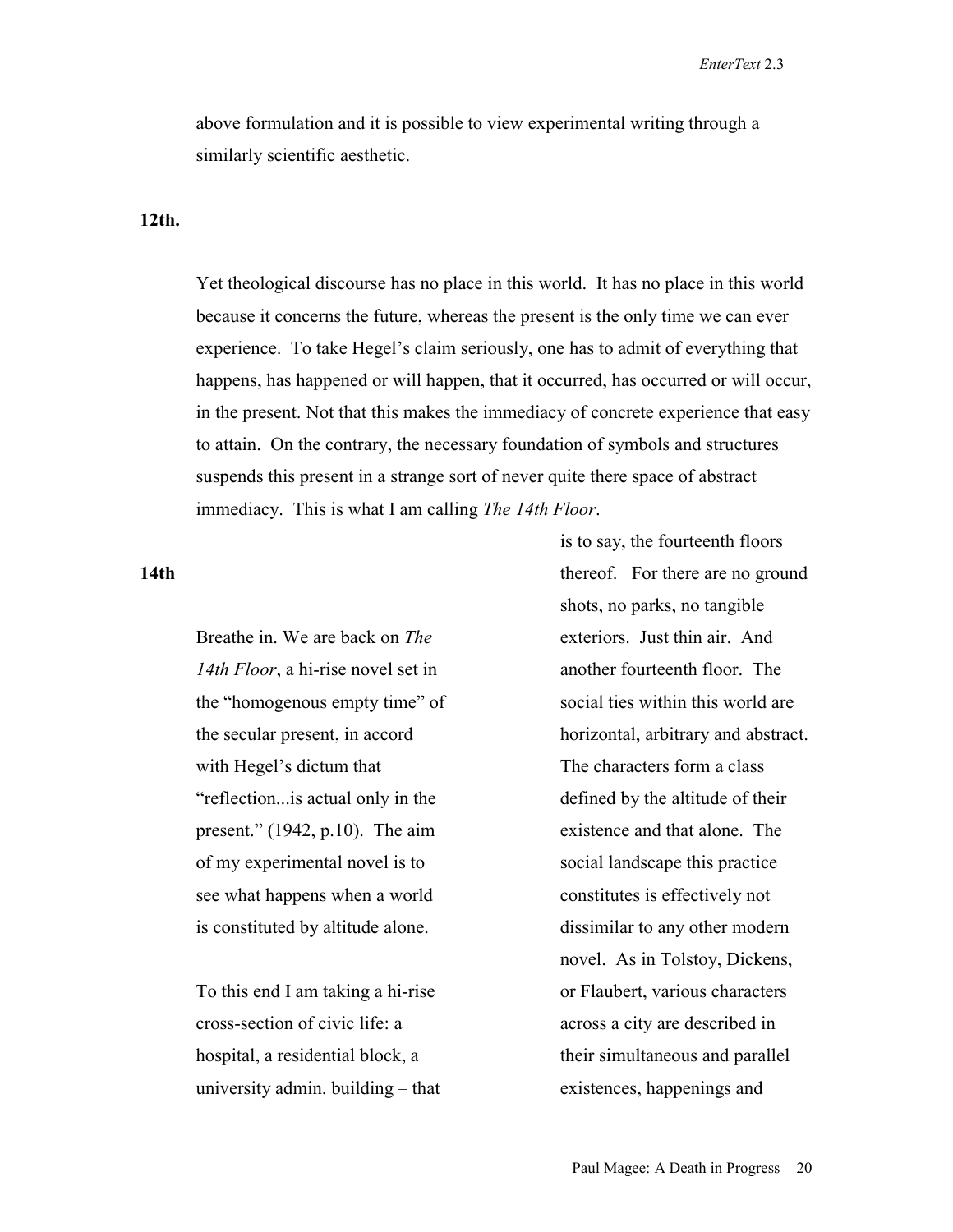above formulation and it is possible to view experimental writing through a similarly scientific aesthetic.

**12th.**

Yet theological discourse has no place in this world. It has no place in this world because it concerns the future, whereas the present is the only time we can ever experience. To take Hegel's claim seriously, one has to admit of everything that happens, has happened or will happen, that it occurred, has occurred or will occur, in the present. Not that this makes the immediacy of concrete experience that easy to attain. On the contrary, the necessary foundation of symbols and structures suspends this present in a strange sort of never quite there space of abstract immediacy. This is what I am calling *The 14th Floor*.

**14th**

Breathe in. We are back on *The 14th Floor*, a hi-rise novel set in the "homogenous empty time" of the secular present, in accord with Hegel's dictum that "reflection...is actual only in the present." (1942, p.10). The aim of my experimental novel is to see what happens when a world is constituted by altitude alone.

To this end I am taking a hi-rise cross-section of civic life: a hospital, a residential block, a university admin. building – that is to say, the fourteenth floors thereof. For there are no ground shots, no parks, no tangible exteriors. Just thin air. And another fourteenth floor. The social ties within this world are horizontal, arbitrary and abstract. The characters form a class defined by the altitude of their existence and that alone. The social landscape this practice constitutes is effectively not dissimilar to any other modern novel. As in Tolstoy, Dickens, or Flaubert, various characters across a city are described in their simultaneous and parallel existences, happenings and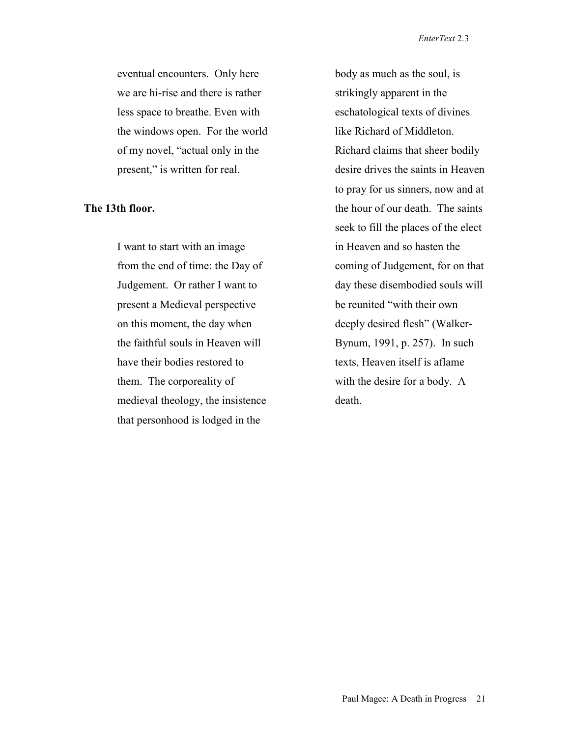eventual encounters. Only here we are hi-rise and there is rather less space to breathe. Even with the windows open. For the world of my novel, "actual only in the present," is written for real.

**The 13th floor.**

I want to start with an image from the end of time: the Day of Judgement. Or rather I want to present a Medieval perspective on this moment, the day when the faithful souls in Heaven will have their bodies restored to them. The corporeality of medieval theology, the insistence that personhood is lodged in the body as much as the soul, is strikingly apparent in the eschatological texts of divines like Richard of Middleton. Richard claims that sheer bodily desire drives the saints in Heaven to pray for us sinners, now and at the hour of our death. The saints seek to fill the places of the elect in Heaven and so hasten the coming of Judgement, for on that day these disembodied souls will be reunited "with their own deeply desired flesh" (Walker-Bynum, 1991, p. 257). In such texts, Heaven itself is aflame with the desire for a body. A death.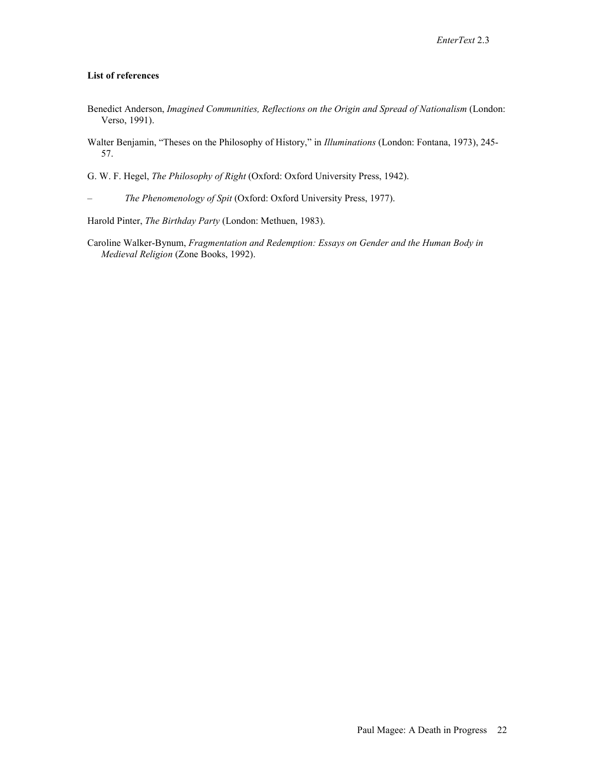**List of references**

Benedict Anderson, *Imagined Communities, Reflections on the Origin and Spread of Nationalism* (London: Verso, 1991).

Walter Benjamin, "Theses on the Philosophy of History," in *Illuminations* (London: Fontana, 1973), 245-57.

G. W. F. Hegel, *The Philosophy of Right* (Oxford: Oxford University Press, 1942).

– *The Phenomenology of Spit* (Oxford: Oxford University Press, 1977).

Harold Pinter, *The Birthday Party* (London: Methuen, 1983).

Caroline Walker-Bynum, *Fragmentation and Redemption: Essays on Gender and the Human Body in Medieval Religion* (Zone Books, 1992).